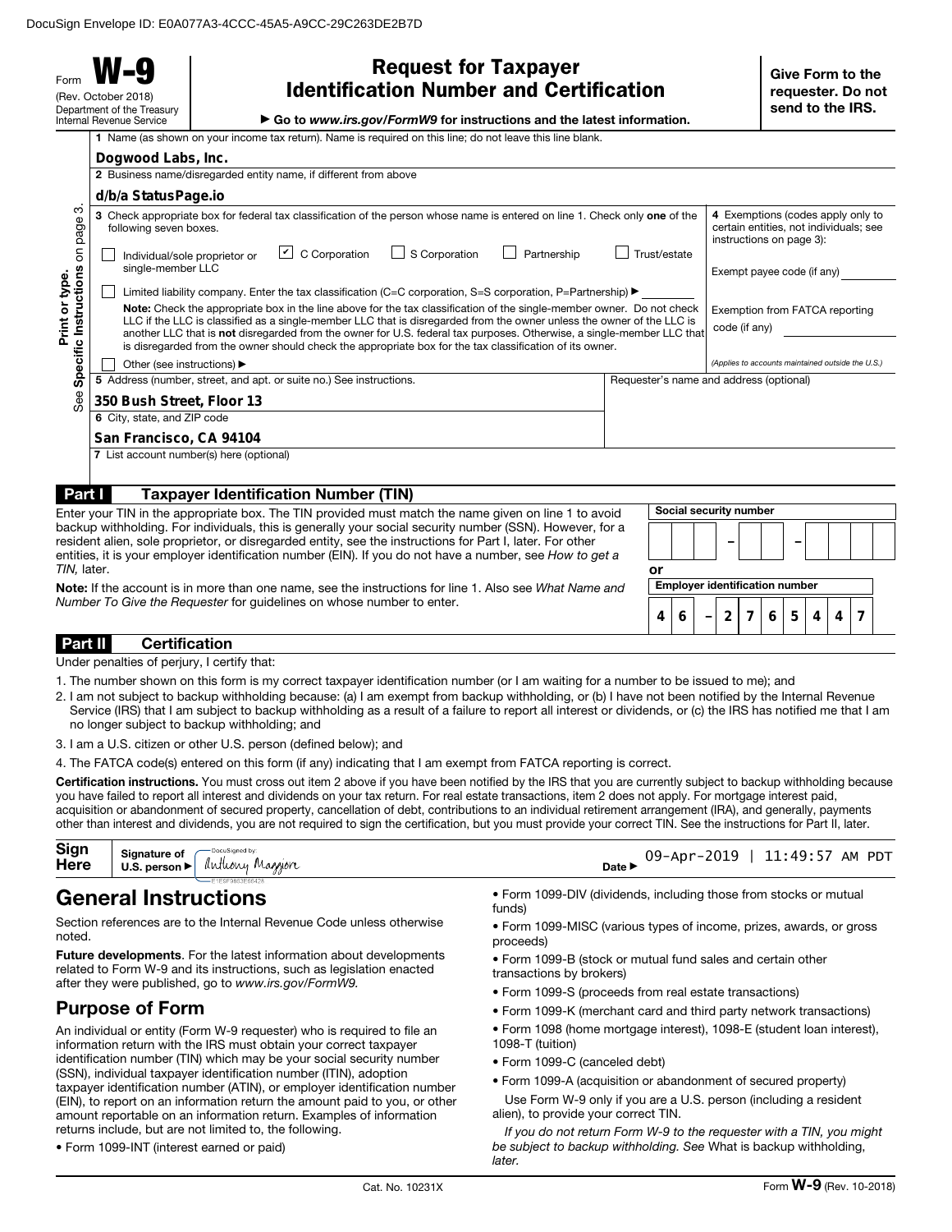DocuSign Envelope ID: E0A077A3-4CCC-45A5-A9CC-29C263DE2B7D

Form **W-9**
(Rev. October 2018)
Department of the Treasury
Internal Revenue Service

# Request for Taxpayer Identification Number and Certification

▶ Go to *www.irs.gov/FormW9* for instructions and the latest information.

**Give Form to the requester. Do not send to the IRS.**

Print or type. See **Specific Instructions** on page 3.

**1** Name (as shown on your income tax return). Name is required on this line; do not leave this line blank.

**Dogwood Labs, Inc.**

**2** Business name/disregarded entity name, if different from above

**d/b/a StatusPage.io**

**3** Check appropriate box for federal tax classification of the person whose name is entered on line 1. Check only **one** of the following seven boxes.

- ☐ Individual/sole proprietor or single-member LLC
- ☑ C Corporation
- ☐ S Corporation
- ☐ Partnership
- ☐ Trust/estate
- ☐ Limited liability company. Enter the tax classification (C=C corporation, S=S corporation, P=Partnership) ▶

**Note:** Check the appropriate box in the line above for the tax classification of the single-member owner. Do not check LLC if the LLC is classified as a single-member LLC that is disregarded from the owner unless the owner of the LLC is another LLC that is **not** disregarded from the owner for U.S. federal tax purposes. Otherwise, a single-member LLC that is disregarded from the owner should check the appropriate box for the tax classification of its owner.

- ☐ Other (see instructions) ▶

**4** Exemptions (codes apply only to certain entities, not individuals; see instructions on page 3):

Exempt payee code (if any)

Exemption from FATCA reporting code (if any)

*(Applies to accounts maintained outside the U.S.)*

**5** Address (number, street, and apt. or suite no.) See instructions.

**350 Bush Street, Floor 13**

Requester's name and address (optional)

**6** City, state, and ZIP code

**San Francisco, CA 94104**

**7** List account number(s) here (optional)

## Part I Taxpayer Identification Number (TIN)

Enter your TIN in the appropriate box. The TIN provided must match the name given on line 1 to avoid backup withholding. For individuals, this is generally your social security number (SSN). However, for a resident alien, sole proprietor, or disregarded entity, see the instructions for Part I, later. For other entities, it is your employer identification number (EIN). If you do not have a number, see *How to get a TIN,* later.

**Note:** If the account is in more than one name, see the instructions for line 1. Also see *What Name and Number To Give the Requester* for guidelines on whose number to enter.

**Social security number**

– –

or

**Employer identification number**

46 – 2765447

## Part II Certification

Under penalties of perjury, I certify that:

1. The number shown on this form is my correct taxpayer identification number (or I am waiting for a number to be issued to me); and
2. I am not subject to backup withholding because: (a) I am exempt from backup withholding, or (b) I have not been notified by the Internal Revenue Service (IRS) that I am subject to backup withholding as a result of a failure to report all interest or dividends, or (c) the IRS has notified me that I am no longer subject to backup withholding; and
3. I am a U.S. citizen or other U.S. person (defined below); and
4. The FATCA code(s) entered on this form (if any) indicating that I am exempt from FATCA reporting is correct.

**Certification instructions.** You must cross out item 2 above if you have been notified by the IRS that you are currently subject to backup withholding because you have failed to report all interest and dividends on your tax return. For real estate transactions, item 2 does not apply. For mortgage interest paid, acquisition or abandonment of secured property, cancellation of debt, contributions to an individual retirement arrangement (IRA), and generally, payments other than interest and dividends, you are not required to sign the certification, but you must provide your correct TIN. See the instructions for Part II, later.

**Sign Here** Signature of U.S. person ▶ DocuSigned by: Anthony Maggiore E1E5F9863E66428

Date ▶ 09-Apr-2019 | 11:49:57 AM PDT

# General Instructions

Section references are to the Internal Revenue Code unless otherwise noted.

**Future developments**. For the latest information about developments related to Form W-9 and its instructions, such as legislation enacted after they were published, go to *www.irs.gov/FormW9.*

## Purpose of Form

An individual or entity (Form W-9 requester) who is required to file an information return with the IRS must obtain your correct taxpayer identification number (TIN) which may be your social security number (SSN), individual taxpayer identification number (ITIN), adoption taxpayer identification number (ATIN), or employer identification number (EIN), to report on an information return the amount paid to you, or other amount reportable on an information return. Examples of information returns include, but are not limited to, the following.

- Form 1099-INT (interest earned or paid)
- Form 1099-DIV (dividends, including those from stocks or mutual funds)
- Form 1099-MISC (various types of income, prizes, awards, or gross proceeds)
- Form 1099-B (stock or mutual fund sales and certain other transactions by brokers)
- Form 1099-S (proceeds from real estate transactions)
- Form 1099-K (merchant card and third party network transactions)
- Form 1098 (home mortgage interest), 1098-E (student loan interest), 1098-T (tuition)
- Form 1099-C (canceled debt)
- Form 1099-A (acquisition or abandonment of secured property)

Use Form W-9 only if you are a U.S. person (including a resident alien), to provide your correct TIN.

*If you do not return Form W-9 to the requester with a TIN, you might be subject to backup withholding. See* What is backup withholding, *later.*

Cat. No. 10231X Form **W-9** (Rev. 10-2018)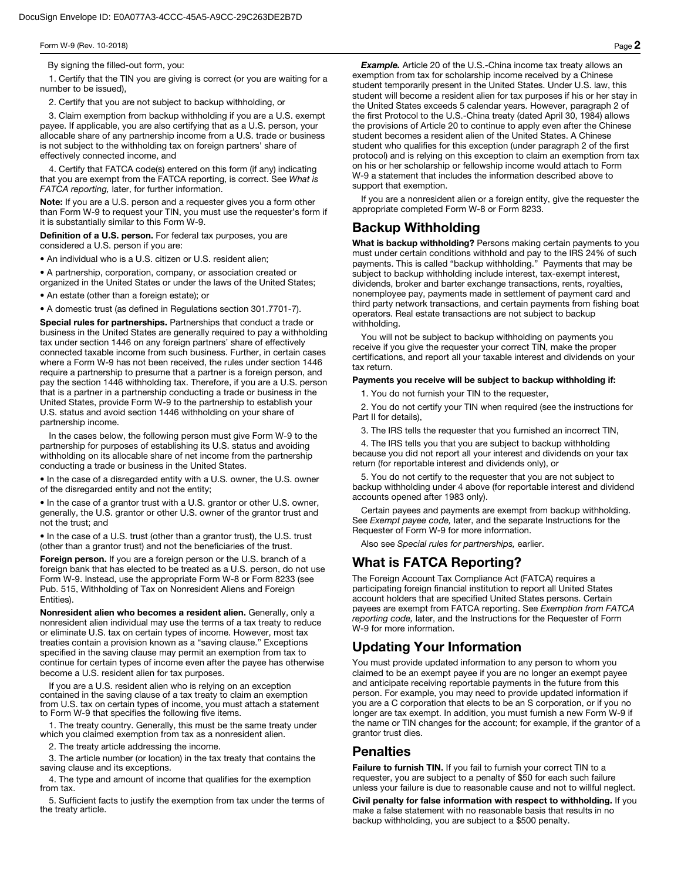By signing the filled-out form, you:

1. Certify that the TIN you are giving is correct (or you are waiting for a number to be issued),

2. Certify that you are not subject to backup withholding, or

3. Claim exemption from backup withholding if you are a U.S. exempt payee. If applicable, you are also certifying that as a U.S. person, your allocable share of any partnership income from a U.S. trade or business is not subject to the withholding tax on foreign partners' share of effectively connected income, and

4. Certify that FATCA code(s) entered on this form (if any) indicating that you are exempt from the FATCA reporting, is correct. See *What is FATCA reporting,* later, for further information.

**Note:** If you are a U.S. person and a requester gives you a form other than Form W-9 to request your TIN, you must use the requester's form if it is substantially similar to this Form W-9.

**Definition of a U.S. person.** For federal tax purposes, you are considered a U.S. person if you are:

- An individual who is a U.S. citizen or U.S. resident alien;
- A partnership, corporation, company, or association created or organized in the United States or under the laws of the United States;
- An estate (other than a foreign estate); or
- A domestic trust (as defined in Regulations section 301.7701-7).

**Special rules for partnerships.** Partnerships that conduct a trade or business in the United States are generally required to pay a withholding tax under section 1446 on any foreign partners' share of effectively connected taxable income from such business. Further, in certain cases where a Form W-9 has not been received, the rules under section 1446 require a partnership to presume that a partner is a foreign person, and pay the section 1446 withholding tax. Therefore, if you are a U.S. person that is a partner in a partnership conducting a trade or business in the United States, provide Form W-9 to the partnership to establish your U.S. status and avoid section 1446 withholding on your share of partnership income.

In the cases below, the following person must give Form W-9 to the partnership for purposes of establishing its U.S. status and avoiding withholding on its allocable share of net income from the partnership conducting a trade or business in the United States.

- In the case of a disregarded entity with a U.S. owner, the U.S. owner of the disregarded entity and not the entity;
- In the case of a grantor trust with a U.S. grantor or other U.S. owner, generally, the U.S. grantor or other U.S. owner of the grantor trust and not the trust; and
- In the case of a U.S. trust (other than a grantor trust), the U.S. trust (other than a grantor trust) and not the beneficiaries of the trust.

**Foreign person.** If you are a foreign person or the U.S. branch of a foreign bank that has elected to be treated as a U.S. person, do not use Form W-9. Instead, use the appropriate Form W-8 or Form 8233 (see Pub. 515, Withholding of Tax on Nonresident Aliens and Foreign Entities).

**Nonresident alien who becomes a resident alien.** Generally, only a nonresident alien individual may use the terms of a tax treaty to reduce or eliminate U.S. tax on certain types of income. However, most tax treaties contain a provision known as a "saving clause." Exceptions specified in the saving clause may permit an exemption from tax to continue for certain types of income even after the payee has otherwise become a U.S. resident alien for tax purposes.

If you are a U.S. resident alien who is relying on an exception contained in the saving clause of a tax treaty to claim an exemption from U.S. tax on certain types of income, you must attach a statement to Form W-9 that specifies the following five items.

1. The treaty country. Generally, this must be the same treaty under which you claimed exemption from tax as a nonresident alien.

2. The treaty article addressing the income.

3. The article number (or location) in the tax treaty that contains the saving clause and its exceptions.

4. The type and amount of income that qualifies for the exemption from tax.

5. Sufficient facts to justify the exemption from tax under the terms of the treaty article.

***Example.*** Article 20 of the U.S.-China income tax treaty allows an exemption from tax for scholarship income received by a Chinese student temporarily present in the United States. Under U.S. law, this student will become a resident alien for tax purposes if his or her stay in the United States exceeds 5 calendar years. However, paragraph 2 of the first Protocol to the U.S.-China treaty (dated April 30, 1984) allows the provisions of Article 20 to continue to apply even after the Chinese student becomes a resident alien of the United States. A Chinese student who qualifies for this exception (under paragraph 2 of the first protocol) and is relying on this exception to claim an exemption from tax on his or her scholarship or fellowship income would attach to Form W-9 a statement that includes the information described above to support that exemption.

If you are a nonresident alien or a foreign entity, give the requester the appropriate completed Form W-8 or Form 8233.

## Backup Withholding

**What is backup withholding?** Persons making certain payments to you must under certain conditions withhold and pay to the IRS 24% of such payments. This is called "backup withholding." Payments that may be subject to backup withholding include interest, tax-exempt interest, dividends, broker and barter exchange transactions, rents, royalties, nonemployee pay, payments made in settlement of payment card and third party network transactions, and certain payments from fishing boat operators. Real estate transactions are not subject to backup withholding.

You will not be subject to backup withholding on payments you receive if you give the requester your correct TIN, make the proper certifications, and report all your taxable interest and dividends on your tax return.

**Payments you receive will be subject to backup withholding if:**

1. You do not furnish your TIN to the requester,

2. You do not certify your TIN when required (see the instructions for Part II for details),

3. The IRS tells the requester that you furnished an incorrect TIN,

4. The IRS tells you that you are subject to backup withholding because you did not report all your interest and dividends on your tax return (for reportable interest and dividends only), or

5. You do not certify to the requester that you are not subject to backup withholding under 4 above (for reportable interest and dividend accounts opened after 1983 only).

Certain payees and payments are exempt from backup withholding. See *Exempt payee code,* later, and the separate Instructions for the Requester of Form W-9 for more information.

Also see *Special rules for partnerships,* earlier.

## What is FATCA Reporting?

The Foreign Account Tax Compliance Act (FATCA) requires a participating foreign financial institution to report all United States account holders that are specified United States persons. Certain payees are exempt from FATCA reporting. See *Exemption from FATCA reporting code,* later, and the Instructions for the Requester of Form W-9 for more information.

## Updating Your Information

You must provide updated information to any person to whom you claimed to be an exempt payee if you are no longer an exempt payee and anticipate receiving reportable payments in the future from this person. For example, you may need to provide updated information if you are a C corporation that elects to be an S corporation, or if you no longer are tax exempt. In addition, you must furnish a new Form W-9 if the name or TIN changes for the account; for example, if the grantor of a grantor trust dies.

## Penalties

**Failure to furnish TIN.** If you fail to furnish your correct TIN to a requester, you are subject to a penalty of $50 for each such failure unless your failure is due to reasonable cause and not to willful neglect.

**Civil penalty for false information with respect to withholding.** If you make a false statement with no reasonable basis that results in no backup withholding, you are subject to a $500 penalty.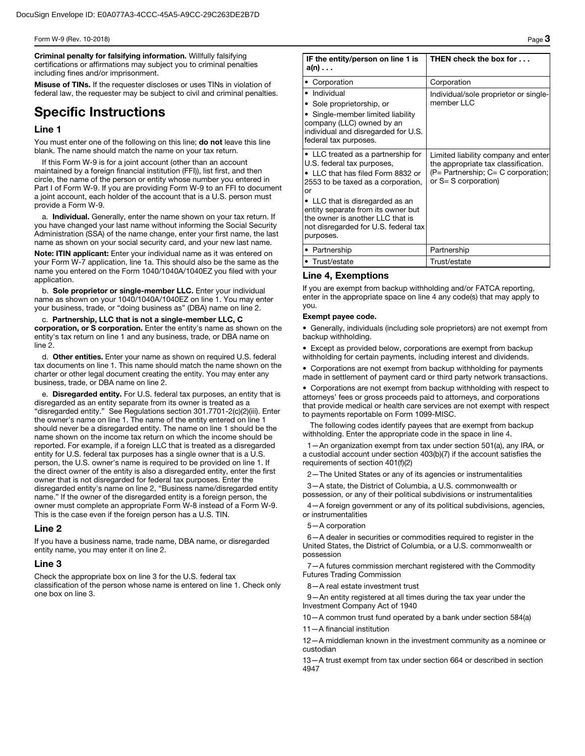**Criminal penalty for falsifying information.** Willfully falsifying certifications or affirmations may subject you to criminal penalties including fines and/or imprisonment.

**Misuse of TINs.** If the requester discloses or uses TINs in violation of federal law, the requester may be subject to civil and criminal penalties.

# Specific Instructions

## Line 1

You must enter one of the following on this line; **do not** leave this line blank. The name should match the name on your tax return.

If this Form W-9 is for a joint account (other than an account maintained by a foreign financial institution (FFI)), list first, and then circle, the name of the person or entity whose number you entered in Part I of Form W-9. If you are providing Form W-9 to an FFI to document a joint account, each holder of the account that is a U.S. person must provide a Form W-9.

a. **Individual.** Generally, enter the name shown on your tax return. If you have changed your last name without informing the Social Security Administration (SSA) of the name change, enter your first name, the last name as shown on your social security card, and your new last name.

**Note: ITIN applicant:** Enter your individual name as it was entered on your Form W-7 application, line 1a. This should also be the same as the name you entered on the Form 1040/1040A/1040EZ you filed with your application.

b. **Sole proprietor or single-member LLC.** Enter your individual name as shown on your 1040/1040A/1040EZ on line 1. You may enter your business, trade, or "doing business as" (DBA) name on line 2.

c. **Partnership, LLC that is not a single-member LLC, C corporation, or S corporation.** Enter the entity's name as shown on the entity's tax return on line 1 and any business, trade, or DBA name on line 2.

d. **Other entities.** Enter your name as shown on required U.S. federal tax documents on line 1. This name should match the name shown on the charter or other legal document creating the entity. You may enter any business, trade, or DBA name on line 2.

e. **Disregarded entity.** For U.S. federal tax purposes, an entity that is disregarded as an entity separate from its owner is treated as a "disregarded entity." See Regulations section 301.7701-2(c)(2)(iii). Enter the owner's name on line 1. The name of the entity entered on line 1 should never be a disregarded entity. The name on line 1 should be the name shown on the income tax return on which the income should be reported. For example, if a foreign LLC that is treated as a disregarded entity for U.S. federal tax purposes has a single owner that is a U.S. person, the U.S. owner's name is required to be provided on line 1. If the direct owner of the entity is also a disregarded entity, enter the first owner that is not disregarded for federal tax purposes. Enter the disregarded entity's name on line 2, "Business name/disregarded entity name." If the owner of the disregarded entity is a foreign person, the owner must complete an appropriate Form W-8 instead of a Form W-9. This is the case even if the foreign person has a U.S. TIN.

## Line 2

If you have a business name, trade name, DBA name, or disregarded entity name, you may enter it on line 2.

## Line 3

Check the appropriate box on line 3 for the U.S. federal tax classification of the person whose name is entered on line 1. Check only one box on line 3.

| IF the entity/person on line 1 is a(n) . . . | THEN check the box for . . . |
|---|---|
| • Corporation | Corporation |
| • Individual<br>• Sole proprietorship, or<br>• Single-member limited liability company (LLC) owned by an individual and disregarded for U.S. federal tax purposes. | Individual/sole proprietor or single-member LLC |
| • LLC treated as a partnership for U.S. federal tax purposes,<br>• LLC that has filed Form 8832 or 2553 to be taxed as a corporation, or<br>• LLC that is disregarded as an entity separate from its owner but the owner is another LLC that is not disregarded for U.S. federal tax purposes. | Limited liability company and enter the appropriate tax classification. (P= Partnership; C= C corporation; or S= S corporation) |
| • Partnership | Partnership |
| • Trust/estate | Trust/estate |

## Line 4, Exemptions

If you are exempt from backup withholding and/or FATCA reporting, enter in the appropriate space on line 4 any code(s) that may apply to you.

**Exempt payee code.**

- Generally, individuals (including sole proprietors) are not exempt from backup withholding.
- Except as provided below, corporations are exempt from backup withholding for certain payments, including interest and dividends.
- Corporations are not exempt from backup withholding for payments made in settlement of payment card or third party network transactions.
- Corporations are not exempt from backup withholding with respect to attorneys' fees or gross proceeds paid to attorneys, and corporations that provide medical or health care services are not exempt with respect to payments reportable on Form 1099-MISC.

The following codes identify payees that are exempt from backup withholding. Enter the appropriate code in the space in line 4.

1—An organization exempt from tax under section 501(a), any IRA, or a custodial account under section 403(b)(7) if the account satisfies the requirements of section 401(f)(2)

2—The United States or any of its agencies or instrumentalities

3—A state, the District of Columbia, a U.S. commonwealth or possession, or any of their political subdivisions or instrumentalities

4—A foreign government or any of its political subdivisions, agencies, or instrumentalities

5—A corporation

6—A dealer in securities or commodities required to register in the United States, the District of Columbia, or a U.S. commonwealth or possession

7—A futures commission merchant registered with the Commodity Futures Trading Commission

8—A real estate investment trust

9—An entity registered at all times during the tax year under the Investment Company Act of 1940

10—A common trust fund operated by a bank under section 584(a)

11—A financial institution

12—A middleman known in the investment community as a nominee or custodian

13—A trust exempt from tax under section 664 or described in section 4947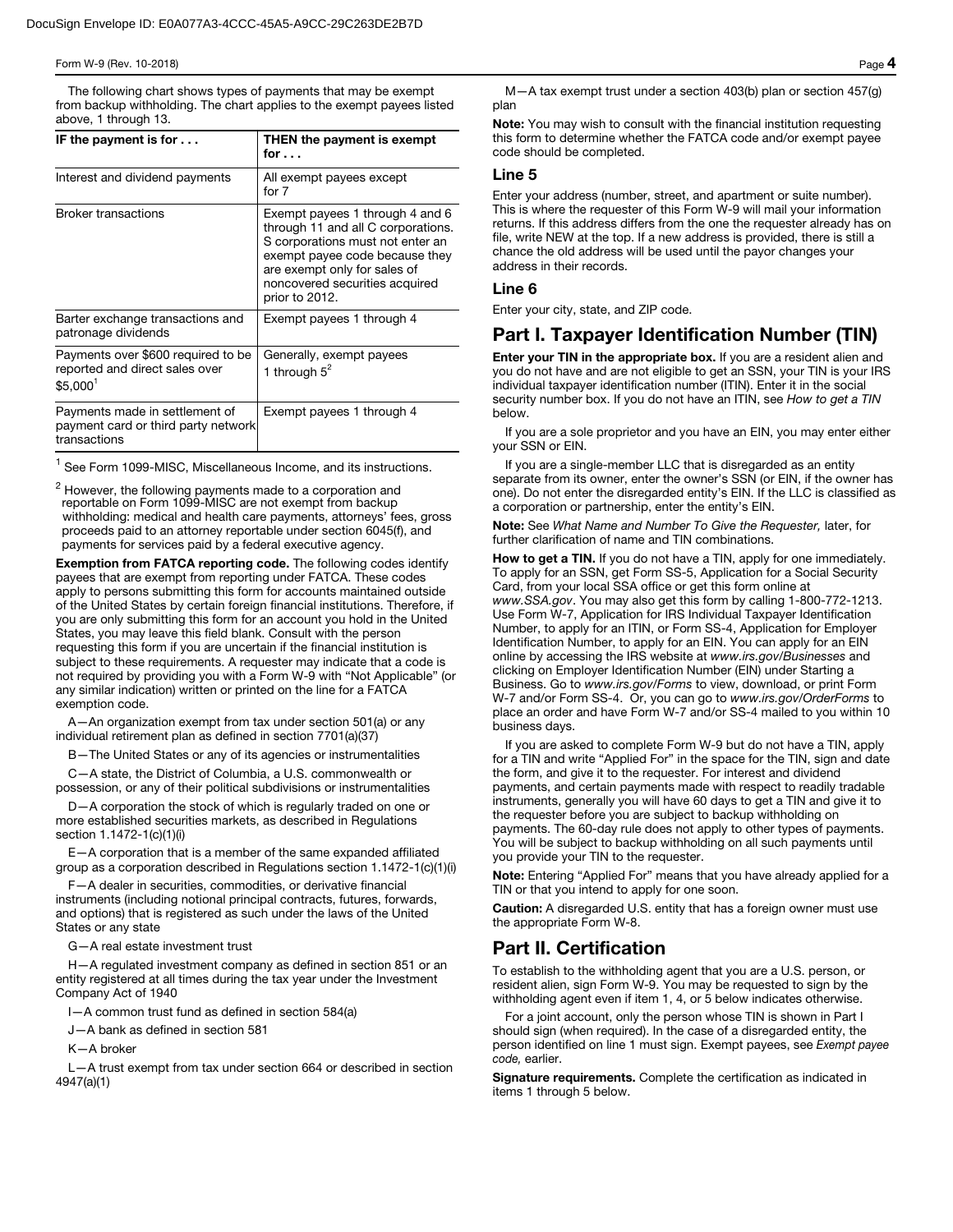The following chart shows types of payments that may be exempt from backup withholding. The chart applies to the exempt payees listed above, 1 through 13.

| IF the payment is for . . . | THEN the payment is exempt for . . . |
|---|---|
| Interest and dividend payments | All exempt payees except for 7 |
| Broker transactions | Exempt payees 1 through 4 and 6 through 11 and all C corporations. S corporations must not enter an exempt payee code because they are exempt only for sales of noncovered securities acquired prior to 2012. |
| Barter exchange transactions and patronage dividends | Exempt payees 1 through 4 |
| Payments over $600 required to be reported and direct sales over $5,000[1] | Generally, exempt payees 1 through 5[2] |
| Payments made in settlement of payment card or third party network transactions | Exempt payees 1 through 4 |

[1] See Form 1099-MISC, Miscellaneous Income, and its instructions.

[2] However, the following payments made to a corporation and reportable on Form 1099-MISC are not exempt from backup withholding: medical and health care payments, attorneys' fees, gross proceeds paid to an attorney reportable under section 6045(f), and payments for services paid by a federal executive agency.

**Exemption from FATCA reporting code.** The following codes identify payees that are exempt from reporting under FATCA. These codes apply to persons submitting this form for accounts maintained outside of the United States by certain foreign financial institutions. Therefore, if you are only submitting this form for an account you hold in the United States, you may leave this field blank. Consult with the person requesting this form if you are uncertain if the financial institution is subject to these requirements. A requester may indicate that a code is not required by providing you with a Form W-9 with "Not Applicable" (or any similar indication) written or printed on the line for a FATCA exemption code.

A—An organization exempt from tax under section 501(a) or any individual retirement plan as defined in section 7701(a)(37)

B—The United States or any of its agencies or instrumentalities

C—A state, the District of Columbia, a U.S. commonwealth or possession, or any of their political subdivisions or instrumentalities

D—A corporation the stock of which is regularly traded on one or more established securities markets, as described in Regulations section 1.1472-1(c)(1)(i)

E—A corporation that is a member of the same expanded affiliated group as a corporation described in Regulations section 1.1472-1(c)(1)(i)

F—A dealer in securities, commodities, or derivative financial instruments (including notional principal contracts, futures, forwards, and options) that is registered as such under the laws of the United States or any state

G—A real estate investment trust

H—A regulated investment company as defined in section 851 or an entity registered at all times during the tax year under the Investment Company Act of 1940

I—A common trust fund as defined in section 584(a)

J—A bank as defined in section 581

K—A broker

L—A trust exempt from tax under section 664 or described in section 4947(a)(1)

M—A tax exempt trust under a section 403(b) plan or section 457(g) plan

**Note:** You may wish to consult with the financial institution requesting this form to determine whether the FATCA code and/or exempt payee code should be completed.

### Line 5

Enter your address (number, street, and apartment or suite number). This is where the requester of this Form W-9 will mail your information returns. If this address differs from the one the requester already has on file, write NEW at the top. If a new address is provided, there is still a chance the old address will be used until the payor changes your address in their records.

### Line 6

Enter your city, state, and ZIP code.

## Part I. Taxpayer Identification Number (TIN)

**Enter your TIN in the appropriate box.** If you are a resident alien and you do not have and are not eligible to get an SSN, your TIN is your IRS individual taxpayer identification number (ITIN). Enter it in the social security number box. If you do not have an ITIN, see *How to get a TIN* below.

If you are a sole proprietor and you have an EIN, you may enter either your SSN or EIN.

If you are a single-member LLC that is disregarded as an entity separate from its owner, enter the owner's SSN (or EIN, if the owner has one). Do not enter the disregarded entity's EIN. If the LLC is classified as a corporation or partnership, enter the entity's EIN.

**Note:** See *What Name and Number To Give the Requester,* later, for further clarification of name and TIN combinations.

**How to get a TIN.** If you do not have a TIN, apply for one immediately. To apply for an SSN, get Form SS-5, Application for a Social Security Card, from your local SSA office or get this form online at *www.SSA.gov*. You may also get this form by calling 1-800-772-1213. Use Form W-7, Application for IRS Individual Taxpayer Identification Number, to apply for an ITIN, or Form SS-4, Application for Employer Identification Number, to apply for an EIN. You can apply for an EIN online by accessing the IRS website at *www.irs.gov/Businesses* and clicking on Employer Identification Number (EIN) under Starting a Business. Go to *www.irs.gov/Forms* to view, download, or print Form W-7 and/or Form SS-4. Or, you can go to *www.irs.gov/OrderForms* to place an order and have Form W-7 and/or SS-4 mailed to you within 10 business days.

If you are asked to complete Form W-9 but do not have a TIN, apply for a TIN and write "Applied For" in the space for the TIN, sign and date the form, and give it to the requester. For interest and dividend payments, and certain payments made with respect to readily tradable instruments, generally you will have 60 days to get a TIN and give it to the requester before you are subject to backup withholding on payments. The 60-day rule does not apply to other types of payments. You will be subject to backup withholding on all such payments until you provide your TIN to the requester.

**Note:** Entering "Applied For" means that you have already applied for a TIN or that you intend to apply for one soon.

**Caution:** A disregarded U.S. entity that has a foreign owner must use the appropriate Form W-8.

## Part II. Certification

To establish to the withholding agent that you are a U.S. person, or resident alien, sign Form W-9. You may be requested to sign by the withholding agent even if item 1, 4, or 5 below indicates otherwise.

For a joint account, only the person whose TIN is shown in Part I should sign (when required). In the case of a disregarded entity, the person identified on line 1 must sign. Exempt payees, see *Exempt payee code,* earlier.

**Signature requirements.** Complete the certification as indicated in items 1 through 5 below.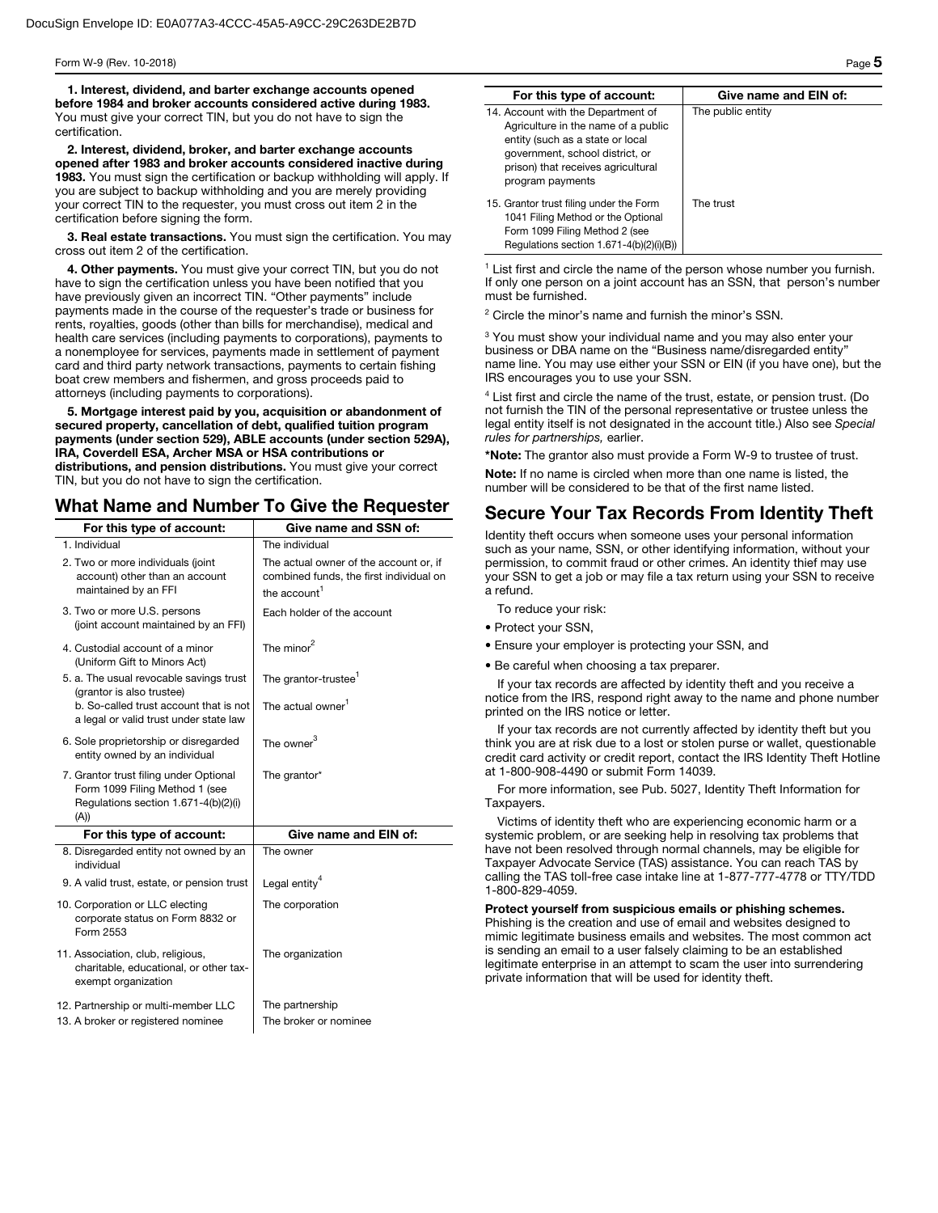**1. Interest, dividend, and barter exchange accounts opened before 1984 and broker accounts considered active during 1983.** You must give your correct TIN, but you do not have to sign the certification.

**2. Interest, dividend, broker, and barter exchange accounts opened after 1983 and broker accounts considered inactive during 1983.** You must sign the certification or backup withholding will apply. If you are subject to backup withholding and you are merely providing your correct TIN to the requester, you must cross out item 2 in the certification before signing the form.

**3. Real estate transactions.** You must sign the certification. You may cross out item 2 of the certification.

**4. Other payments.** You must give your correct TIN, but you do not have to sign the certification unless you have been notified that you have previously given an incorrect TIN. "Other payments" include payments made in the course of the requester's trade or business for rents, royalties, goods (other than bills for merchandise), medical and health care services (including payments to corporations), payments to a nonemployee for services, payments made in settlement of payment card and third party network transactions, payments to certain fishing boat crew members and fishermen, and gross proceeds paid to attorneys (including payments to corporations).

**5. Mortgage interest paid by you, acquisition or abandonment of secured property, cancellation of debt, qualified tuition program payments (under section 529), ABLE accounts (under section 529A), IRA, Coverdell ESA, Archer MSA or HSA contributions or distributions, and pension distributions.** You must give your correct TIN, but you do not have to sign the certification.

## What Name and Number To Give the Requester

| For this type of account: | Give name and SSN of: |
|---|---|
| 1. Individual | The individual |
| 2. Two or more individuals (joint account) other than an account maintained by an FFI | The actual owner of the account or, if combined funds, the first individual on the account[1] |
| 3. Two or more U.S. persons (joint account maintained by an FFI) | Each holder of the account |
| 4. Custodial account of a minor (Uniform Gift to Minors Act) | The minor[2] |
| 5. a. The usual revocable savings trust (grantor is also trustee) | The grantor-trustee[1] |
| b. So-called trust account that is not a legal or valid trust under state law | The actual owner[1] |
| 6. Sole proprietorship or disregarded entity owned by an individual | The owner[3] |
| 7. Grantor trust filing under Optional Form 1099 Filing Method 1 (see Regulations section 1.671-4(b)(2)(i)(A)) | The grantor* |
| **For this type of account:** | **Give name and EIN of:** |
| 8. Disregarded entity not owned by an individual | The owner |
| 9. A valid trust, estate, or pension trust | Legal entity[4] |
| 10. Corporation or LLC electing corporate status on Form 8832 or Form 2553 | The corporation |
| 11. Association, club, religious, charitable, educational, or other tax-exempt organization | The organization |
| 12. Partnership or multi-member LLC | The partnership |
| 13. A broker or registered nominee | The broker or nominee |
| 14. Account with the Department of Agriculture in the name of a public entity (such as a state or local government, school district, or prison) that receives agricultural program payments | The public entity |
| 15. Grantor trust filing under the Form 1041 Filing Method or the Optional Form 1099 Filing Method 2 (see Regulations section 1.671-4(b)(2)(i)(B)) | The trust |

[1] List first and circle the name of the person whose number you furnish. If only one person on a joint account has an SSN, that person's number must be furnished.

[2] Circle the minor's name and furnish the minor's SSN.

[3] You must show your individual name and you may also enter your business or DBA name on the "Business name/disregarded entity" name line. You may use either your SSN or EIN (if you have one), but the IRS encourages you to use your SSN.

[4] List first and circle the name of the trust, estate, or pension trust. (Do not furnish the TIN of the personal representative or trustee unless the legal entity itself is not designated in the account title.) Also see *Special rules for partnerships,* earlier.

***Note:** The grantor also must provide a Form W-9 to trustee of trust.

**Note:** If no name is circled when more than one name is listed, the number will be considered to be that of the first name listed.

## Secure Your Tax Records From Identity Theft

Identity theft occurs when someone uses your personal information such as your name, SSN, or other identifying information, without your permission, to commit fraud or other crimes. An identity thief may use your SSN to get a job or may file a tax return using your SSN to receive a refund.

To reduce your risk:

- Protect your SSN,
- Ensure your employer is protecting your SSN, and
- Be careful when choosing a tax preparer.

If your tax records are affected by identity theft and you receive a notice from the IRS, respond right away to the name and phone number printed on the IRS notice or letter.

If your tax records are not currently affected by identity theft but you think you are at risk due to a lost or stolen purse or wallet, questionable credit card activity or credit report, contact the IRS Identity Theft Hotline at 1-800-908-4490 or submit Form 14039.

For more information, see Pub. 5027, Identity Theft Information for Taxpayers.

Victims of identity theft who are experiencing economic harm or a systemic problem, or are seeking help in resolving tax problems that have not been resolved through normal channels, may be eligible for Taxpayer Advocate Service (TAS) assistance. You can reach TAS by calling the TAS toll-free case intake line at 1-877-777-4778 or TTY/TDD 1-800-829-4059.

**Protect yourself from suspicious emails or phishing schemes.** Phishing is the creation and use of email and websites designed to mimic legitimate business emails and websites. The most common act is sending an email to a user falsely claiming to be an established legitimate enterprise in an attempt to scam the user into surrendering private information that will be used for identity theft.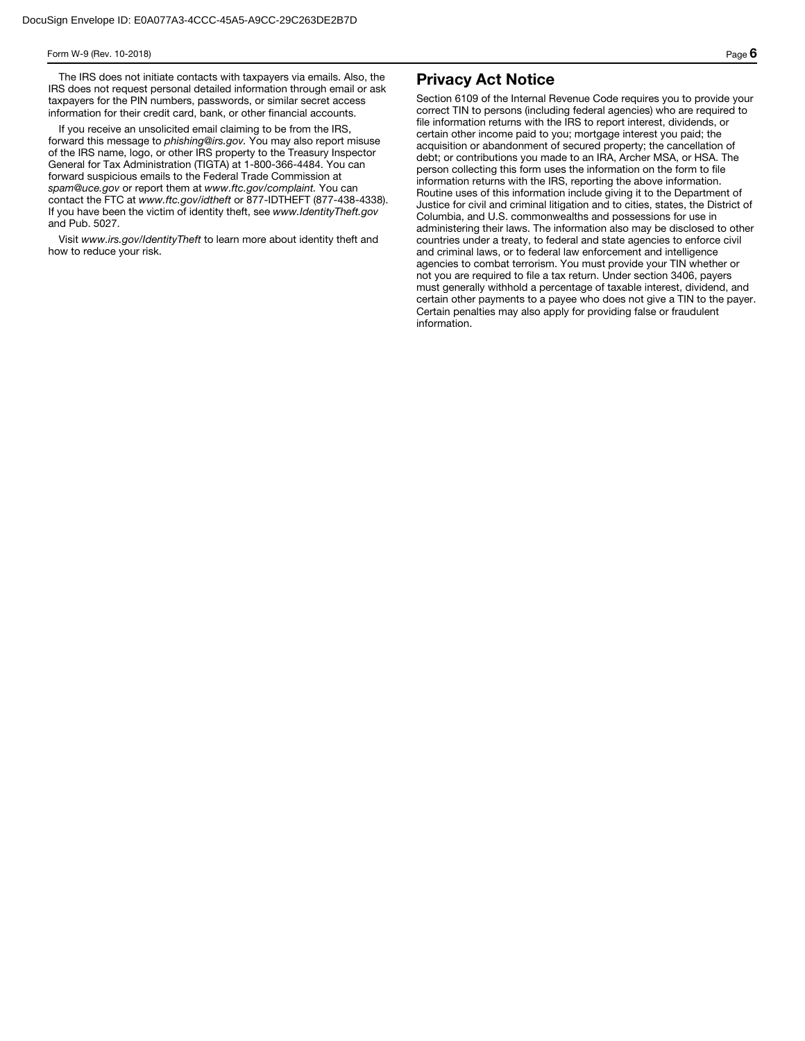The IRS does not initiate contacts with taxpayers via emails. Also, the IRS does not request personal detailed information through email or ask taxpayers for the PIN numbers, passwords, or similar secret access information for their credit card, bank, or other financial accounts.

If you receive an unsolicited email claiming to be from the IRS, forward this message to *phishing@irs.gov*. You may also report misuse of the IRS name, logo, or other IRS property to the Treasury Inspector General for Tax Administration (TIGTA) at 1-800-366-4484. You can forward suspicious emails to the Federal Trade Commission at *spam@uce.gov* or report them at *www.ftc.gov/complaint.* You can contact the FTC at *www.ftc.gov/idtheft* or 877-IDTHEFT (877-438-4338). If you have been the victim of identity theft, see *www.IdentityTheft.gov* and Pub. 5027.

Visit *www.irs.gov/IdentityTheft* to learn more about identity theft and how to reduce your risk.

## Privacy Act Notice

Section 6109 of the Internal Revenue Code requires you to provide your correct TIN to persons (including federal agencies) who are required to file information returns with the IRS to report interest, dividends, or certain other income paid to you; mortgage interest you paid; the acquisition or abandonment of secured property; the cancellation of debt; or contributions you made to an IRA, Archer MSA, or HSA. The person collecting this form uses the information on the form to file information returns with the IRS, reporting the above information. Routine uses of this information include giving it to the Department of Justice for civil and criminal litigation and to cities, states, the District of Columbia, and U.S. commonwealths and possessions for use in administering their laws. The information also may be disclosed to other countries under a treaty, to federal and state agencies to enforce civil and criminal laws, or to federal law enforcement and intelligence agencies to combat terrorism. You must provide your TIN whether or not you are required to file a tax return. Under section 3406, payers must generally withhold a percentage of taxable interest, dividend, and certain other payments to a payee who does not give a TIN to the payer. Certain penalties may also apply for providing false or fraudulent information.